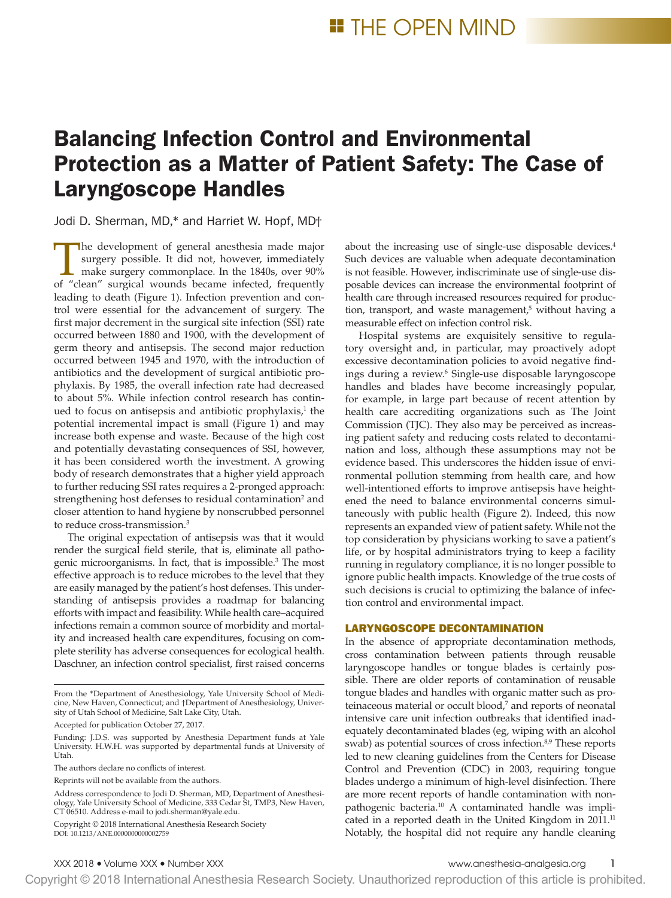THE OPEN MIND

# Balancing Infection Control and Environmental Protection as a Matter of Patient Safety: The Case of Laryngoscope Handles

Jodi D. Sherman, MD,* and Harriet W. Hopf, MD†

The development of general anesthesia made major surgery possible. It did not, however, immediately make surgery commonplace. In the 1840s, over 90% of "clean" surgical wounds became infected, frequently leading to death (Figure 1). Infection prevention and control were essential for the advancement of surgery. The first major decrement in the surgical site infection (SSI) rate occurred between 1880 and 1900, with the development of germ theory and antisepsis. The second major reduction occurred between 1945 and 1970, with the introduction of antibiotics and the development of surgical antibiotic prophylaxis. By 1985, the overall infection rate had decreased to about 5%. While infection control research has continued to focus on antisepsis and antibiotic prophylaxis,[1] the potential incremental impact is small (Figure 1) and may increase both expense and waste. Because of the high cost and potentially devastating consequences of SSI, however, it has been considered worth the investment. A growing body of research demonstrates that a higher yield approach to further reducing SSI rates requires a 2-pronged approach: strengthening host defenses to residual contamination[2] and closer attention to hand hygiene by nonscrubbed personnel to reduce cross-transmission.[3]

The original expectation of antisepsis was that it would render the surgical field sterile, that is, eliminate all pathogenic microorganisms. In fact, that is impossible.[3] The most effective approach is to reduce microbes to the level that they are easily managed by the patient's host defenses. This understanding of antisepsis provides a roadmap for balancing efforts with impact and feasibility. While health care–acquired infections remain a common source of morbidity and mortality and increased health care expenditures, focusing on complete sterility has adverse consequences for ecological health. Daschner, an infection control specialist, first raised concerns about the increasing use of single-use disposable devices.[4] Such devices are valuable when adequate decontamination is not feasible. However, indiscriminate use of single-use disposable devices can increase the environmental footprint of health care through increased resources required for production, transport, and waste management,[5] without having a measurable effect on infection control risk.

Hospital systems are exquisitely sensitive to regulatory oversight and, in particular, may proactively adopt excessive decontamination policies to avoid negative findings during a review.[6] Single-use disposable laryngoscope handles and blades have become increasingly popular, for example, in large part because of recent attention by health care accrediting organizations such as The Joint Commission (TJC). They also may be perceived as increasing patient safety and reducing costs related to decontamination and loss, although these assumptions may not be evidence based. This underscores the hidden issue of environmental pollution stemming from health care, and how well-intentioned efforts to improve antisepsis have heightened the need to balance environmental concerns simultaneously with public health (Figure 2). Indeed, this now represents an expanded view of patient safety. While not the top consideration by physicians working to save a patient's life, or by hospital administrators trying to keep a facility running in regulatory compliance, it is no longer possible to ignore public health impacts. Knowledge of the true costs of such decisions is crucial to optimizing the balance of infection control and environmental impact.

## LARYNGOSCOPE DECONTAMINATION

In the absence of appropriate decontamination methods, cross contamination between patients through reusable laryngoscope handles or tongue blades is certainly possible. There are older reports of contamination of reusable tongue blades and handles with organic matter such as proteinaceous material or occult blood,[7] and reports of neonatal intensive care unit infection outbreaks that identified inadequately decontaminated blades (eg, wiping with an alcohol swab) as potential sources of cross infection.[8,9] These reports led to new cleaning guidelines from the Centers for Disease Control and Prevention (CDC) in 2003, requiring tongue blades undergo a minimum of high-level disinfection. There are more recent reports of handle contamination with nonpathogenic bacteria.[10] A contaminated handle was implicated in a reported death in the United Kingdom in 2011.[11] Notably, the hospital did not require any handle cleaning

From the *Department of Anesthesiology, Yale University School of Medicine, New Haven, Connecticut; and †Department of Anesthesiology, University of Utah School of Medicine, Salt Lake City, Utah.

Accepted for publication October 27, 2017.

Funding: J.D.S. was supported by Anesthesia Department funds at Yale University. H.W.H. was supported by departmental funds at University of Utah.

The authors declare no conflicts of interest.

Reprints will not be available from the authors.

Address correspondence to Jodi D. Sherman, MD, Department of Anesthesiology, Yale University School of Medicine, 333 Cedar St, TMP3, New Haven, CT 06510. Address e-mail to jodi.sherman@yale.edu.

Copyright © 2018 International Anesthesia Research Society
DOI: 10.1213/ANE.0000000000002759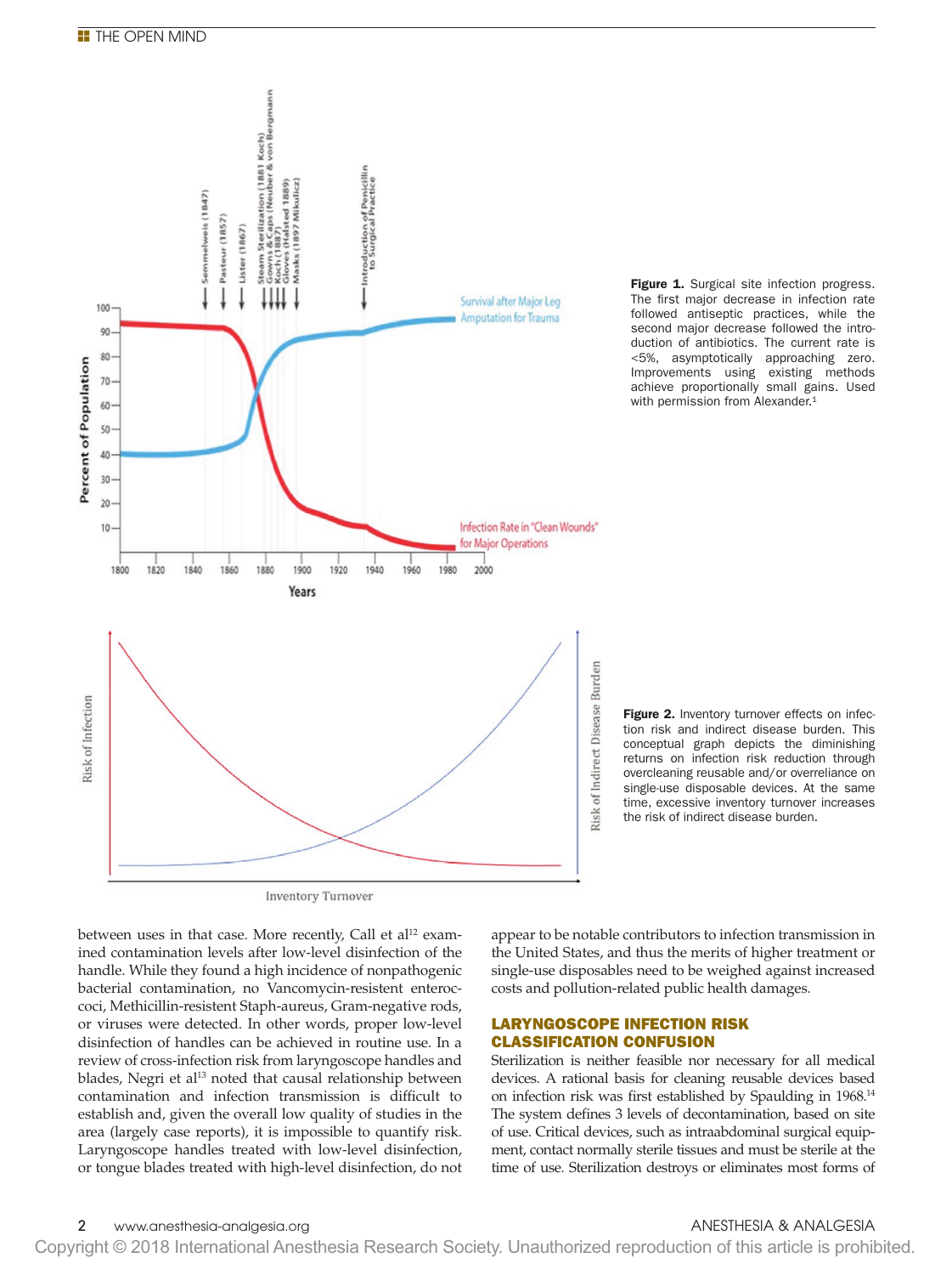**Figure 1.** Surgical site infection progress. The first major decrease in infection rate followed antiseptic practices, while the second major decrease followed the introduction of antibiotics. The current rate is <5%, asymptotically approaching zero. Improvements using existing methods achieve proportionally small gains. Used with permission from Alexander.[1]

**Figure 2.** Inventory turnover effects on infection risk and indirect disease burden. This conceptual graph depicts the diminishing returns on infection risk reduction through overcleaning reusable and/or overreliance on single-use disposable devices. At the same time, excessive inventory turnover increases the risk of indirect disease burden.

between uses in that case. More recently, Call et al[12] examined contamination levels after low-level disinfection of the handle. While they found a high incidence of nonpathogenic bacterial contamination, no Vancomycin-resistent enterococci, Methicillin-resistent Staph-aureus, Gram-negative rods, or viruses were detected. In other words, proper low-level disinfection of handles can be achieved in routine use. In a review of cross-infection risk from laryngoscope handles and blades, Negri et al[13] noted that causal relationship between contamination and infection transmission is difficult to establish and, given the overall low quality of studies in the area (largely case reports), it is impossible to quantify risk. Laryngoscope handles treated with low-level disinfection, or tongue blades treated with high-level disinfection, do not appear to be notable contributors to infection transmission in the United States, and thus the merits of higher treatment or single-use disposables need to be weighed against increased costs and pollution-related public health damages.

## LARYNGOSCOPE INFECTION RISK CLASSIFICATION CONFUSION

Sterilization is neither feasible nor necessary for all medical devices. A rational basis for cleaning reusable devices based on infection risk was first established by Spaulding in 1968.[14] The system defines 3 levels of decontamination, based on site of use. Critical devices, such as intraabdominal surgical equipment, contact normally sterile tissues and must be sterile at the time of use. Sterilization destroys or eliminates most forms of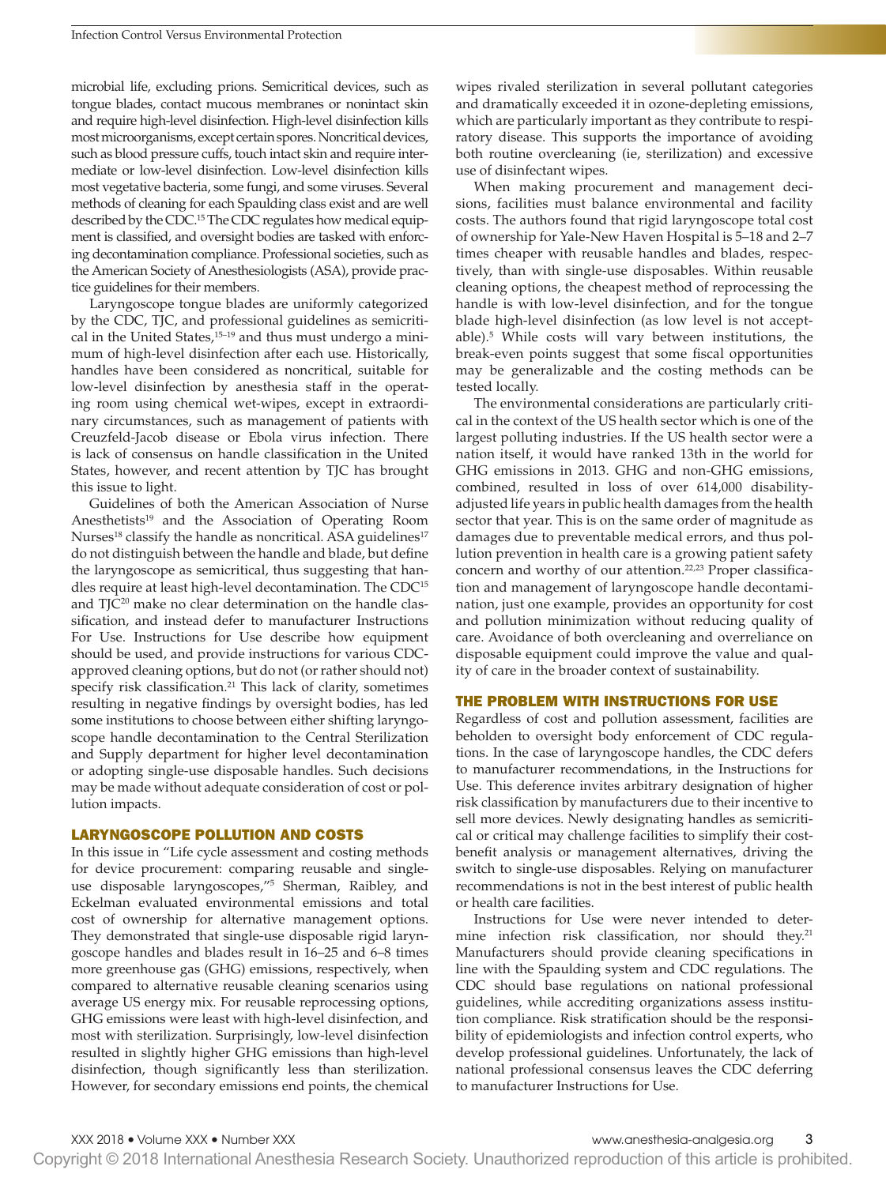microbial life, excluding prions. Semicritical devices, such as tongue blades, contact mucous membranes or nonintact skin and require high-level disinfection. High-level disinfection kills most microorganisms, except certain spores. Noncritical devices, such as blood pressure cuffs, touch intact skin and require intermediate or low-level disinfection. Low-level disinfection kills most vegetative bacteria, some fungi, and some viruses. Several methods of cleaning for each Spaulding class exist and are well described by the CDC.[15] The CDC regulates how medical equipment is classified, and oversight bodies are tasked with enforcing decontamination compliance. Professional societies, such as the American Society of Anesthesiologists (ASA), provide practice guidelines for their members.

Laryngoscope tongue blades are uniformly categorized by the CDC, TJC, and professional guidelines as semicritical in the United States,[15–19] and thus must undergo a minimum of high-level disinfection after each use. Historically, handles have been considered as noncritical, suitable for low-level disinfection by anesthesia staff in the operating room using chemical wet-wipes, except in extraordinary circumstances, such as management of patients with Creuzfeld-Jacob disease or Ebola virus infection. There is lack of consensus on handle classification in the United States, however, and recent attention by TJC has brought this issue to light.

Guidelines of both the American Association of Nurse Anesthetists[19] and the Association of Operating Room Nurses[18] classify the handle as noncritical. ASA guidelines[17] do not distinguish between the handle and blade, but define the laryngoscope as semicritical, thus suggesting that handles require at least high-level decontamination. The CDC[15] and TJC[20] make no clear determination on the handle classification, and instead defer to manufacturer Instructions For Use. Instructions for Use describe how equipment should be used, and provide instructions for various CDC-approved cleaning options, but do not (or rather should not) specify risk classification.[21] This lack of clarity, sometimes resulting in negative findings by oversight bodies, has led some institutions to choose between either shifting laryngoscope handle decontamination to the Central Sterilization and Supply department for higher level decontamination or adopting single-use disposable handles. Such decisions may be made without adequate consideration of cost or pollution impacts.

## LARYNGOSCOPE POLLUTION AND COSTS

In this issue in "Life cycle assessment and costing methods for device procurement: comparing reusable and single-use disposable laryngoscopes,"[5] Sherman, Raibley, and Eckelman evaluated environmental emissions and total cost of ownership for alternative management options. They demonstrated that single-use disposable rigid laryngoscope handles and blades result in 16–25 and 6–8 times more greenhouse gas (GHG) emissions, respectively, when compared to alternative reusable cleaning scenarios using average US energy mix. For reusable reprocessing options, GHG emissions were least with high-level disinfection, and most with sterilization. Surprisingly, low-level disinfection resulted in slightly higher GHG emissions than high-level disinfection, though significantly less than sterilization. However, for secondary emissions end points, the chemical wipes rivaled sterilization in several pollutant categories and dramatically exceeded it in ozone-depleting emissions, which are particularly important as they contribute to respiratory disease. This supports the importance of avoiding both routine overcleaning (ie, sterilization) and excessive use of disinfectant wipes.

When making procurement and management decisions, facilities must balance environmental and facility costs. The authors found that rigid laryngoscope total cost of ownership for Yale-New Haven Hospital is 5–18 and 2–7 times cheaper with reusable handles and blades, respectively, than with single-use disposables. Within reusable cleaning options, the cheapest method of reprocessing the handle is with low-level disinfection, and for the tongue blade high-level disinfection (as low level is not acceptable).[5] While costs will vary between institutions, the break-even points suggest that some fiscal opportunities may be generalizable and the costing methods can be tested locally.

The environmental considerations are particularly critical in the context of the US health sector which is one of the largest polluting industries. If the US health sector were a nation itself, it would have ranked 13th in the world for GHG emissions in 2013. GHG and non-GHG emissions, combined, resulted in loss of over 614,000 disability-adjusted life years in public health damages from the health sector that year. This is on the same order of magnitude as damages due to preventable medical errors, and thus pollution prevention in health care is a growing patient safety concern and worthy of our attention.[22,23] Proper classification and management of laryngoscope handle decontamination, just one example, provides an opportunity for cost and pollution minimization without reducing quality of care. Avoidance of both overcleaning and overreliance on disposable equipment could improve the value and quality of care in the broader context of sustainability.

## THE PROBLEM WITH INSTRUCTIONS FOR USE

Regardless of cost and pollution assessment, facilities are beholden to oversight body enforcement of CDC regulations. In the case of laryngoscope handles, the CDC defers to manufacturer recommendations, in the Instructions for Use. This deference invites arbitrary designation of higher risk classification by manufacturers due to their incentive to sell more devices. Newly designating handles as semicritical or critical may challenge facilities to simplify their cost-benefit analysis or management alternatives, driving the switch to single-use disposables. Relying on manufacturer recommendations is not in the best interest of public health or health care facilities.

Instructions for Use were never intended to determine infection risk classification, nor should they.[21] Manufacturers should provide cleaning specifications in line with the Spaulding system and CDC regulations. The CDC should base regulations on national professional guidelines, while accrediting organizations assess institution compliance. Risk stratification should be the responsibility of epidemiologists and infection control experts, who develop professional guidelines. Unfortunately, the lack of national professional consensus leaves the CDC deferring to manufacturer Instructions for Use.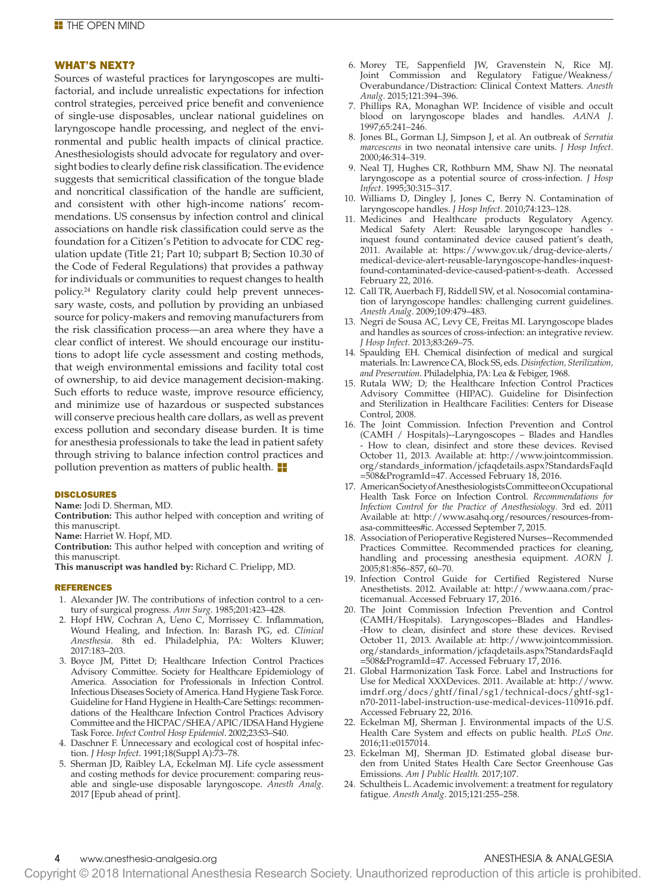## WHAT'S NEXT?

Sources of wasteful practices for laryngoscopes are multifactorial, and include unrealistic expectations for infection control strategies, perceived price benefit and convenience of single-use disposables, unclear national guidelines on laryngoscope handle processing, and neglect of the environmental and public health impacts of clinical practice. Anesthesiologists should advocate for regulatory and oversight bodies to clearly define risk classification. The evidence suggests that semicritical classification of the tongue blade and noncritical classification of the handle are sufficient, and consistent with other high-income nations' recommendations. US consensus by infection control and clinical associations on handle risk classification could serve as the foundation for a Citizen's Petition to advocate for CDC regulation update (Title 21; Part 10; subpart B; Section 10.30 of the Code of Federal Regulations) that provides a pathway for individuals or communities to request changes to health policy.[24] Regulatory clarity could help prevent unnecessary waste, costs, and pollution by providing an unbiased source for policy-makers and removing manufacturers from the risk classification process—an area where they have a clear conflict of interest. We should encourage our institutions to adopt life cycle assessment and costing methods, that weigh environmental emissions and facility total cost of ownership, to aid device management decision-making. Such efforts to reduce waste, improve resource efficiency, and minimize use of hazardous or suspected substances will conserve precious health care dollars, as well as prevent excess pollution and secondary disease burden. It is time for anesthesia professionals to take the lead in patient safety through striving to balance infection control practices and pollution prevention as matters of public health.

## DISCLOSURES

**Name:** Jodi D. Sherman, MD.
**Contribution:** This author helped with conception and writing of this manuscript.
**Name:** Harriet W. Hopf, MD.
**Contribution:** This author helped with conception and writing of this manuscript.
**This manuscript was handled by:** Richard C. Prielipp, MD.

## REFERENCES

1. Alexander JW. The contributions of infection control to a century of surgical progress. *Ann Surg*. 1985;201:423–428.
2. Hopf HW, Cochran A, Ueno C, Morrissey C. Inflammation, Wound Healing, and Infection. In: Barash PG, ed. *Clinical Anesthesia*. 8th ed. Philadelphia, PA: Wolters Kluwer; 2017:183–203.
3. Boyce JM, Pittet D; Healthcare Infection Control Practices Advisory Committee. Society for Healthcare Epidemiology of America. Association for Professionals in Infection Control. Infectious Diseases Society of America. Hand Hygiene Task Force. Guideline for Hand Hygiene in Health-Care Settings: recommendations of the Healthcare Infection Control Practices Advisory Committee and the HICPAC/SHEA/APIC/IDSA Hand Hygiene Task Force. *Infect Control Hosp Epidemiol*. 2002;23:S3–S40.
4. Daschner F. Unnecessary and ecological cost of hospital infection. *J Hosp Infect*. 1991;18(Suppl A):73–78.
5. Sherman JD, Raibley LA, Eckelman MJ. Life cycle assessment and costing methods for device procurement: comparing reusable and single-use disposable laryngoscope. *Anesth Analg*. 2017 [Epub ahead of print].
6. Morey TE, Sappenfield JW, Gravenstein N, Rice MJ. Joint Commission and Regulatory Fatigue/Weakness/Overabundance/Distraction: Clinical Context Matters. *Anesth Analg*. 2015;121:394–396.
7. Phillips RA, Monaghan WP. Incidence of visible and occult blood on laryngoscope blades and handles. *AANA J*. 1997;65:241–246.
8. Jones BL, Gorman LJ, Simpson J, et al. An outbreak of *Serratia marcescens* in two neonatal intensive care units. *J Hosp Infect*. 2000;46:314–319.
9. Neal TJ, Hughes CR, Rothburn MM, Shaw NJ. The neonatal laryngoscope as a potential source of cross-infection. *J Hosp Infect*. 1995;30:315–317.
10. Williams D, Dingley J, Jones C, Berry N. Contamination of laryngoscope handles. *J Hosp Infect*. 2010;74:123–128.
11. Medicines and Healthcare products Regulatory Agency. Medical Safety Alert: Reusable laryngoscope handles - inquest found contaminated device caused patient's death, 2011. Available at: https://www.gov.uk/drug-device-alerts/medical-device-alert-reusable-laryngoscope-handles-inquest-found-contaminated-device-caused-patient-s-death. Accessed February 22, 2016.
12. Call TR, Auerbach FJ, Riddell SW, et al. Nosocomial contamination of laryngoscope handles: challenging current guidelines. *Anesth Analg*. 2009;109:479–483.
13. Negri de Sousa AC, Levy CE, Freitas MI. Laryngoscope blades and handles as sources of cross-infection: an integrative review. *J Hosp Infect*. 2013;83:269–75.
14. Spaulding EH. Chemical disinfection of medical and surgical materials. In: Lawrence CA, Block SS, eds. *Disinfection, Sterilization, and Preservation*. Philadelphia, PA: Lea & Febiger, 1968.
15. Rutala WW; D; the Healthcare Infection Control Practices Advisory Committee (HIPAC). Guideline for Disinfection and Sterilization in Healthcare Facilities: Centers for Disease Control, 2008.
16. The Joint Commission. Infection Prevention and Control (CAMH / Hospitals)--Laryngoscopes – Blades and Handles - How to clean, disinfect and store these devices. Revised October 11, 2013. Available at: http://www.jointcommission.org/standards_information/jcfaqdetails.aspx?StandardsFaqId=508&ProgramId=47. Accessed February 18, 2016.
17. American Society of Anesthesiologists Committee on Occupational Health Task Force on Infection Control. *Recommendations for Infection Control for the Practice of Anesthesiology*. 3rd ed. 2011 Available at: http://www.asahq.org/resources/resources-from-asa-committees#ic. Accessed September 7, 2015.
18. Association of Perioperative Registered Nurses--Recommended Practices Committee. Recommended practices for cleaning, handling and processing anesthesia equipment. *AORN J*. 2005;81:856–857, 60–70.
19. Infection Control Guide for Certified Registered Nurse Anesthetists. 2012. Available at: http://www.aana.com/practicemanual. Accessed February 17, 2016.
20. The Joint Commission Infection Prevention and Control (CAMH/Hospitals). Laryngoscopes--Blades and Handles--How to clean, disinfect and store these devices. Revised October 11, 2013. Available at: http://www.jointcommission.org/standards_information/jcfaqdetails.aspx?StandardsFaqId=508&ProgramId=47. Accessed February 17, 2016.
21. Global Harmonization Task Force. Label and Instructions for Use for Medical XXXDevices. 2011. Available at: http://www.imdrf.org/docs/ghtf/final/sg1/technical-docs/ghtf-sg1-n70-2011-label-instruction-use-medical-devices-110916.pdf. Accessed February 22, 2016.
22. Eckelman MJ, Sherman J. Environmental impacts of the U.S. Health Care System and effects on public health. *PLoS One*. 2016;11:e0157014.
23. Eckelman MJ, Sherman JD. Estimated global disease burden from United States Health Care Sector Greenhouse Gas Emissions. *Am J Public Health.* 2017;107.
24. Schultheis L. Academic involvement: a treatment for regulatory fatigue. *Anesth Analg*. 2015;121:255–258.